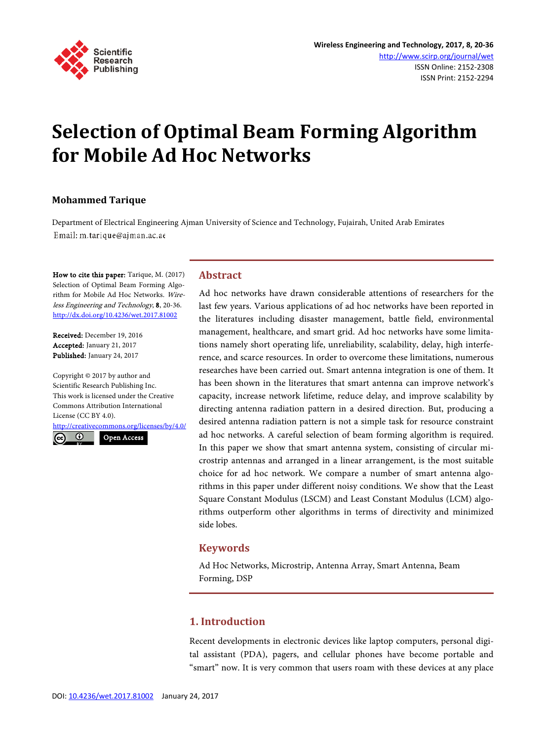# Selection of Optimal Beam Forming Algorithm for Mobile Ad Hoc Networks

**Mohammed Tarique**

Department of Electrical Engineering Ajman University of Science and Technology, Fujairah, United Arab Emirates
Email: m.tarique@ajman.ac.ae

**How to cite this paper:** Tarique, M. (2017) Selection of Optimal Beam Forming Algorithm for Mobile Ad Hoc Networks. *Wireless Engineering and Technology*, **8**, 20-36.
http://dx.doi.org/10.4236/wet.2017.81002

**Received:** December 19, 2016
**Accepted:** January 21, 2017
**Published:** January 24, 2017

Copyright © 2017 by author and Scientific Research Publishing Inc.
This work is licensed under the Creative Commons Attribution International License (CC BY 4.0).
http://creativecommons.org/licenses/by/4.0/

Open Access

## Abstract

Ad hoc networks have drawn considerable attentions of researchers for the last few years. Various applications of ad hoc networks have been reported in the literatures including disaster management, battle field, environmental management, healthcare, and smart grid. Ad hoc networks have some limitations namely short operating life, unreliability, scalability, delay, high interference, and scarce resources. In order to overcome these limitations, numerous researches have been carried out. Smart antenna integration is one of them. It has been shown in the literatures that smart antenna can improve network's capacity, increase network lifetime, reduce delay, and improve scalability by directing antenna radiation pattern in a desired direction. But, producing a desired antenna radiation pattern is not a simple task for resource constraint ad hoc networks. A careful selection of beam forming algorithm is required. In this paper we show that smart antenna system, consisting of circular microstrip antennas and arranged in a linear arrangement, is the most suitable choice for ad hoc network. We compare a number of smart antenna algorithms in this paper under different noisy conditions. We show that the Least Square Constant Modulus (LSCM) and Least Constant Modulus (LCM) algorithms outperform other algorithms in terms of directivity and minimized side lobes.

## Keywords

Ad Hoc Networks, Microstrip, Antenna Array, Smart Antenna, Beam Forming, DSP

## 1. Introduction

Recent developments in electronic devices like laptop computers, personal digital assistant (PDA), pagers, and cellular phones have become portable and "smart" now. It is very common that users roam with these devices at any place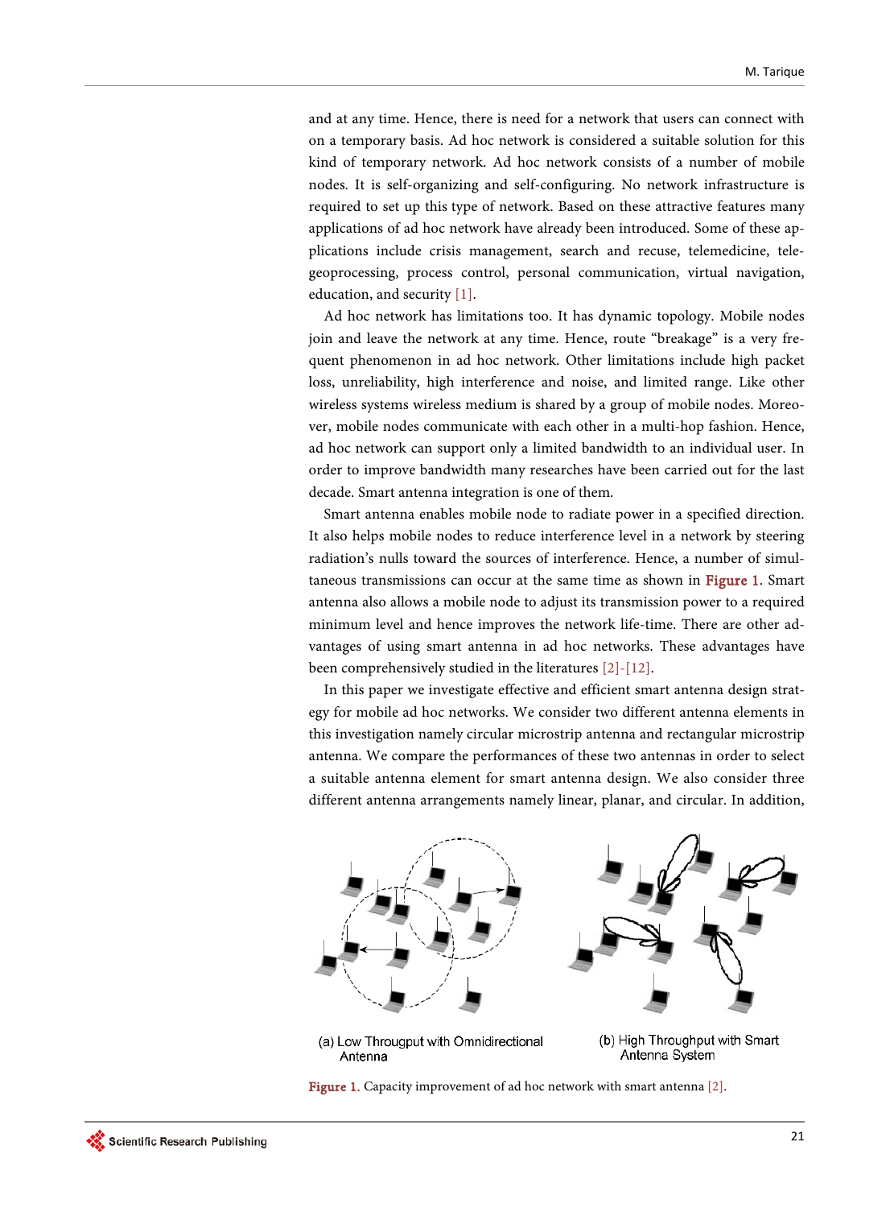and at any time. Hence, there is need for a network that users can connect with on a temporary basis. Ad hoc network is considered a suitable solution for this kind of temporary network. Ad hoc network consists of a number of mobile nodes. It is self-organizing and self-configuring. No network infrastructure is required to set up this type of network. Based on these attractive features many applications of ad hoc network have already been introduced. Some of these applications include crisis management, search and recuse, telemedicine, tele-geoprocessing, process control, personal communication, virtual navigation, education, and security [1].

Ad hoc network has limitations too. It has dynamic topology. Mobile nodes join and leave the network at any time. Hence, route "breakage" is a very frequent phenomenon in ad hoc network. Other limitations include high packet loss, unreliability, high interference and noise, and limited range. Like other wireless systems wireless medium is shared by a group of mobile nodes. Moreover, mobile nodes communicate with each other in a multi-hop fashion. Hence, ad hoc network can support only a limited bandwidth to an individual user. In order to improve bandwidth many researches have been carried out for the last decade. Smart antenna integration is one of them.

Smart antenna enables mobile node to radiate power in a specified direction. It also helps mobile nodes to reduce interference level in a network by steering radiation's nulls toward the sources of interference. Hence, a number of simultaneous transmissions can occur at the same time as shown in Figure 1. Smart antenna also allows a mobile node to adjust its transmission power to a required minimum level and hence improves the network life-time. There are other advantages of using smart antenna in ad hoc networks. These advantages have been comprehensively studied in the literatures [2]-[12].

In this paper we investigate effective and efficient smart antenna design strategy for mobile ad hoc networks. We consider two different antenna elements in this investigation namely circular microstrip antenna and rectangular microstrip antenna. We compare the performances of these two antennas in order to select a suitable antenna element for smart antenna design. We also consider three different antenna arrangements namely linear, planar, and circular. In addition,

(a) Low Througput with Omnidirectional Antenna

(b) High Throughput with Smart Antenna System

Figure 1. Capacity improvement of ad hoc network with smart antenna [2].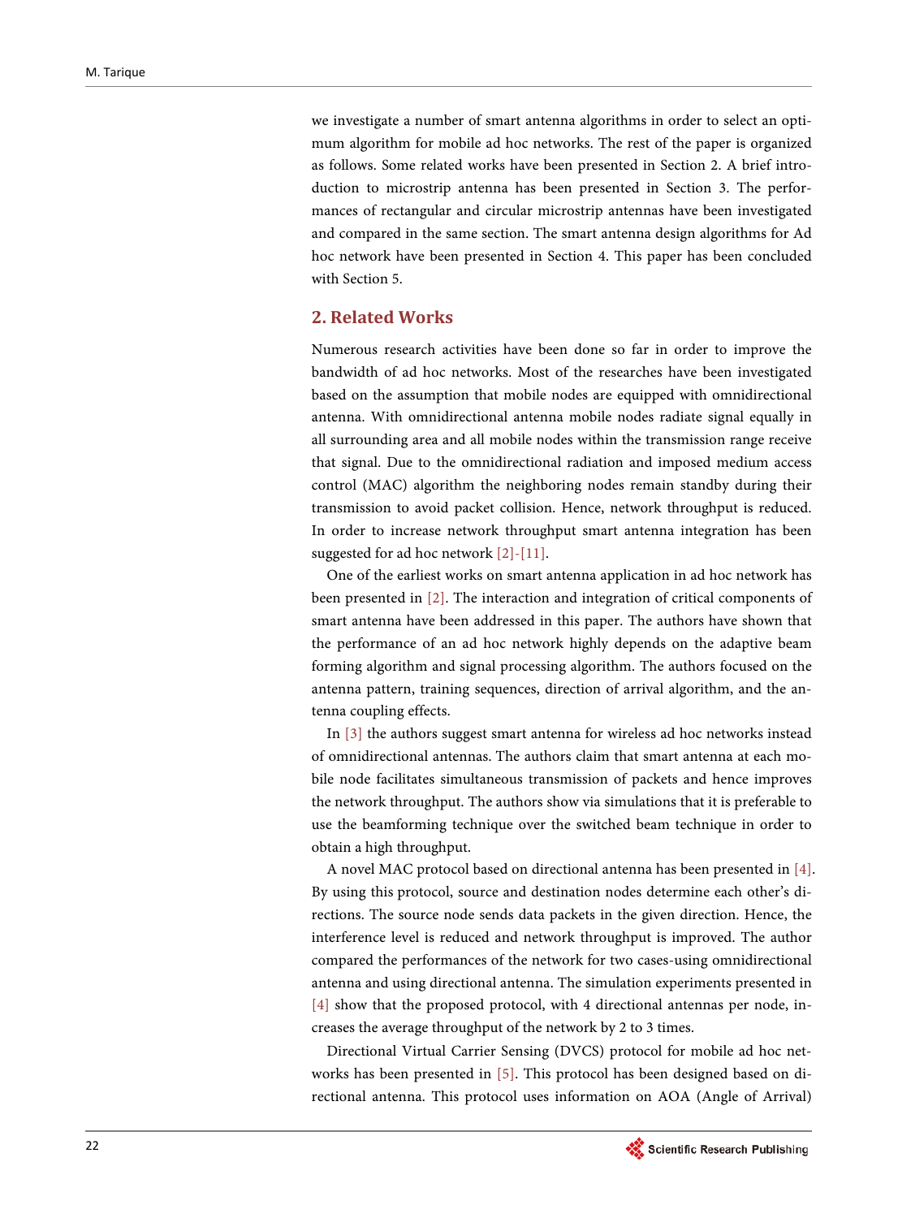we investigate a number of smart antenna algorithms in order to select an optimum algorithm for mobile ad hoc networks. The rest of the paper is organized as follows. Some related works have been presented in Section 2. A brief introduction to microstrip antenna has been presented in Section 3. The performances of rectangular and circular microstrip antennas have been investigated and compared in the same section. The smart antenna design algorithms for Ad hoc network have been presented in Section 4. This paper has been concluded with Section 5.

## 2. Related Works

Numerous research activities have been done so far in order to improve the bandwidth of ad hoc networks. Most of the researches have been investigated based on the assumption that mobile nodes are equipped with omnidirectional antenna. With omnidirectional antenna mobile nodes radiate signal equally in all surrounding area and all mobile nodes within the transmission range receive that signal. Due to the omnidirectional radiation and imposed medium access control (MAC) algorithm the neighboring nodes remain standby during their transmission to avoid packet collision. Hence, network throughput is reduced. In order to increase network throughput smart antenna integration has been suggested for ad hoc network [2]-[11].

One of the earliest works on smart antenna application in ad hoc network has been presented in [2]. The interaction and integration of critical components of smart antenna have been addressed in this paper. The authors have shown that the performance of an ad hoc network highly depends on the adaptive beam forming algorithm and signal processing algorithm. The authors focused on the antenna pattern, training sequences, direction of arrival algorithm, and the antenna coupling effects.

In [3] the authors suggest smart antenna for wireless ad hoc networks instead of omnidirectional antennas. The authors claim that smart antenna at each mobile node facilitates simultaneous transmission of packets and hence improves the network throughput. The authors show via simulations that it is preferable to use the beamforming technique over the switched beam technique in order to obtain a high throughput.

A novel MAC protocol based on directional antenna has been presented in [4]. By using this protocol, source and destination nodes determine each other's directions. The source node sends data packets in the given direction. Hence, the interference level is reduced and network throughput is improved. The author compared the performances of the network for two cases-using omnidirectional antenna and using directional antenna. The simulation experiments presented in [4] show that the proposed protocol, with 4 directional antennas per node, increases the average throughput of the network by 2 to 3 times.

Directional Virtual Carrier Sensing (DVCS) protocol for mobile ad hoc networks has been presented in [5]. This protocol has been designed based on directional antenna. This protocol uses information on AOA (Angle of Arrival)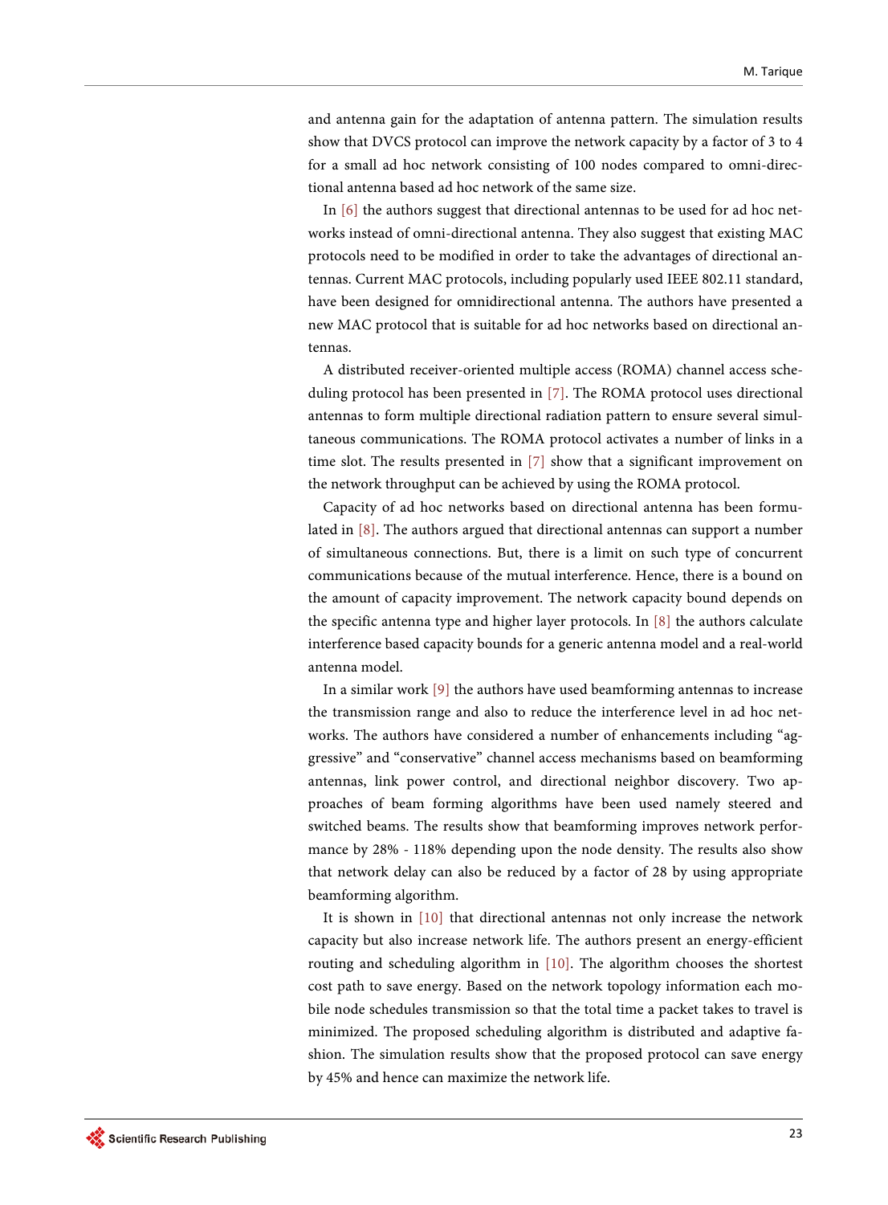and antenna gain for the adaptation of antenna pattern. The simulation results show that DVCS protocol can improve the network capacity by a factor of 3 to 4 for a small ad hoc network consisting of 100 nodes compared to omni-directional antenna based ad hoc network of the same size.

In [6] the authors suggest that directional antennas to be used for ad hoc networks instead of omni-directional antenna. They also suggest that existing MAC protocols need to be modified in order to take the advantages of directional antennas. Current MAC protocols, including popularly used IEEE 802.11 standard, have been designed for omnidirectional antenna. The authors have presented a new MAC protocol that is suitable for ad hoc networks based on directional antennas.

A distributed receiver-oriented multiple access (ROMA) channel access scheduling protocol has been presented in [7]. The ROMA protocol uses directional antennas to form multiple directional radiation pattern to ensure several simultaneous communications. The ROMA protocol activates a number of links in a time slot. The results presented in [7] show that a significant improvement on the network throughput can be achieved by using the ROMA protocol.

Capacity of ad hoc networks based on directional antenna has been formulated in [8]. The authors argued that directional antennas can support a number of simultaneous connections. But, there is a limit on such type of concurrent communications because of the mutual interference. Hence, there is a bound on the amount of capacity improvement. The network capacity bound depends on the specific antenna type and higher layer protocols. In [8] the authors calculate interference based capacity bounds for a generic antenna model and a real-world antenna model.

In a similar work [9] the authors have used beamforming antennas to increase the transmission range and also to reduce the interference level in ad hoc networks. The authors have considered a number of enhancements including "aggressive" and "conservative" channel access mechanisms based on beamforming antennas, link power control, and directional neighbor discovery. Two approaches of beam forming algorithms have been used namely steered and switched beams. The results show that beamforming improves network performance by 28% - 118% depending upon the node density. The results also show that network delay can also be reduced by a factor of 28 by using appropriate beamforming algorithm.

It is shown in [10] that directional antennas not only increase the network capacity but also increase network life. The authors present an energy-efficient routing and scheduling algorithm in [10]. The algorithm chooses the shortest cost path to save energy. Based on the network topology information each mobile node schedules transmission so that the total time a packet takes to travel is minimized. The proposed scheduling algorithm is distributed and adaptive fashion. The simulation results show that the proposed protocol can save energy by 45% and hence can maximize the network life.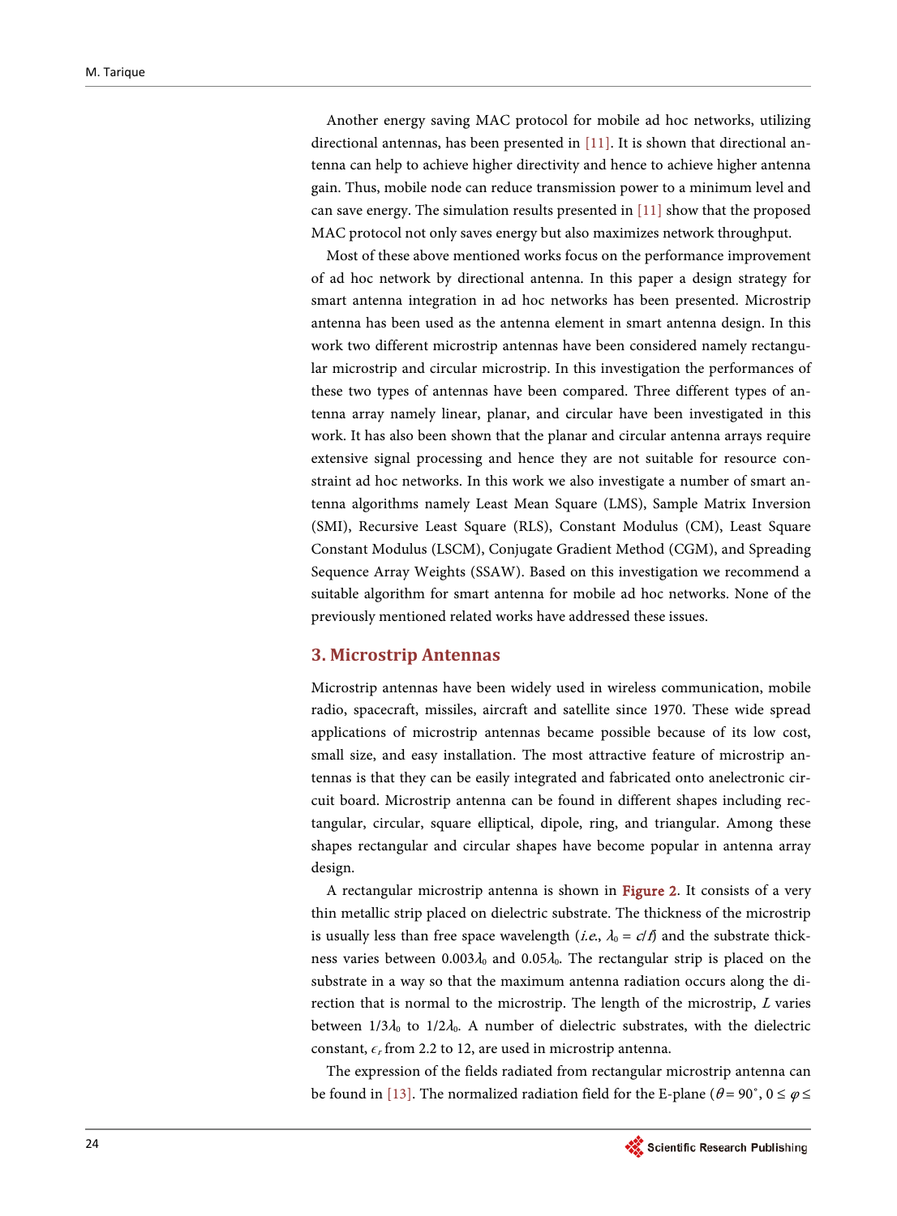Another energy saving MAC protocol for mobile ad hoc networks, utilizing directional antennas, has been presented in [11]. It is shown that directional antenna can help to achieve higher directivity and hence to achieve higher antenna gain. Thus, mobile node can reduce transmission power to a minimum level and can save energy. The simulation results presented in [11] show that the proposed MAC protocol not only saves energy but also maximizes network throughput.

Most of these above mentioned works focus on the performance improvement of ad hoc network by directional antenna. In this paper a design strategy for smart antenna integration in ad hoc networks has been presented. Microstrip antenna has been used as the antenna element in smart antenna design. In this work two different microstrip antennas have been considered namely rectangular microstrip and circular microstrip. In this investigation the performances of these two types of antennas have been compared. Three different types of antenna array namely linear, planar, and circular have been investigated in this work. It has also been shown that the planar and circular antenna arrays require extensive signal processing and hence they are not suitable for resource constraint ad hoc networks. In this work we also investigate a number of smart antenna algorithms namely Least Mean Square (LMS), Sample Matrix Inversion (SMI), Recursive Least Square (RLS), Constant Modulus (CM), Least Square Constant Modulus (LSCM), Conjugate Gradient Method (CGM), and Spreading Sequence Array Weights (SSAW). Based on this investigation we recommend a suitable algorithm for smart antenna for mobile ad hoc networks. None of the previously mentioned related works have addressed these issues.

## 3. Microstrip Antennas

Microstrip antennas have been widely used in wireless communication, mobile radio, spacecraft, missiles, aircraft and satellite since 1970. These wide spread applications of microstrip antennas became possible because of its low cost, small size, and easy installation. The most attractive feature of microstrip antennas is that they can be easily integrated and fabricated onto anelectronic circuit board. Microstrip antenna can be found in different shapes including rectangular, circular, square elliptical, dipole, ring, and triangular. Among these shapes rectangular and circular shapes have become popular in antenna array design.

A rectangular microstrip antenna is shown in **Figure 2**. It consists of a very thin metallic strip placed on dielectric substrate. The thickness of the microstrip is usually less than free space wavelength (*i.e.*, $\lambda_0 = c/f$) and the substrate thickness varies between $0.003\lambda_0$ and $0.05\lambda_0$. The rectangular strip is placed on the substrate in a way so that the maximum radiation occurs along the direction that is normal to the microstrip. The length of the microstrip, $L$ varies between $1/3\lambda_0$ to $1/2\lambda_0$. A number of dielectric substrates, with the dielectric constant, $\epsilon_r$ from 2.2 to 12, are used in microstrip antenna.

The expression of the fields radiated from rectangular microstrip antenna can be found in [13]. The normalized radiation field for the E-plane ($\theta = 90˚$, $0 \le \varphi \le$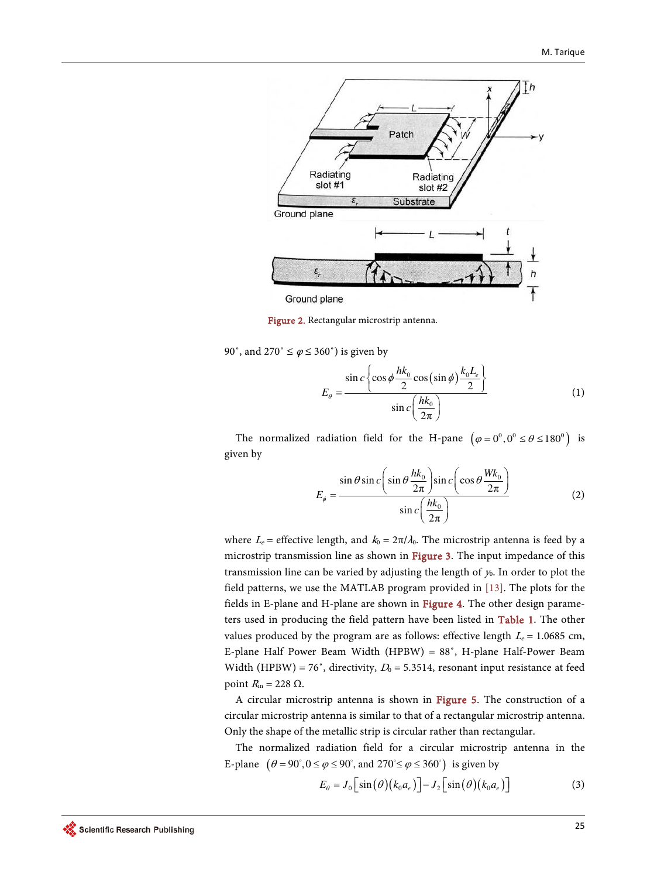Figure 2. Rectangular microstrip antenna.

90°, and 270° ≤ $\varphi$ ≤ 360°) is given by

$$E_\theta = \frac{\sin c\left\{\cos\phi \dfrac{hk_0}{2}\cos(\sin\phi)\dfrac{k_0 L_e}{2}\right\}}{\sin c\left(\dfrac{hk_0}{2\pi}\right)} \tag{1}$$

The normalized radiation field for the H-pane $\left(\varphi = 0^0, 0^0 \le \theta \le 180^0\right)$ is given by

$$E_\phi = \frac{\sin\theta \sin c\left(\sin\theta \dfrac{hk_0}{2\pi}\right)\sin c\left(\cos\theta \dfrac{Wk_0}{2\pi}\right)}{\sin c\left(\dfrac{hk_0}{2\pi}\right)} \tag{2}$$

where $L_e$ = effective length, and $k_0 = 2\pi/\lambda_0$. The microstrip antenna is feed by a microstrip transmission line as shown in Figure 3. The input impedance of this transmission line can be varied by adjusting the length of $y_0$. In order to plot the field patterns, we use the MATLAB program provided in [13]. The plots for the fields in E-plane and H-plane are shown in Figure 4. The other design parameters used in producing the field pattern have been listed in Table 1. The other values produced by the program are as follows: effective length $L_e$ = 1.0685 cm, E-plane Half Power Beam Width (HPBW) = 88˚, H-plane Half-Power Beam Width (HPBW) = 76˚, directivity, $D_0$ = 5.3514, resonant input resistance at feed point $R_{in}$ = 228 Ω.

A circular microstrip antenna is shown in Figure 5. The construction of a circular microstrip antenna is similar to that of a rectangular microstrip antenna. Only the shape of the metallic strip is circular rather than rectangular.

The normalized radiation field for a circular microstrip antenna in the E-plane $\left(\theta = 90^\circ, 0 \le \varphi \le 90^\circ, \text{and } 270^\circ \le \varphi \le 360^\circ\right)$ is given by

$$E_\theta = J_0\left[\sin(\theta)(k_0 a_e)\right] - J_2\left[\sin(\theta)(k_0 a_e)\right] \tag{3}$$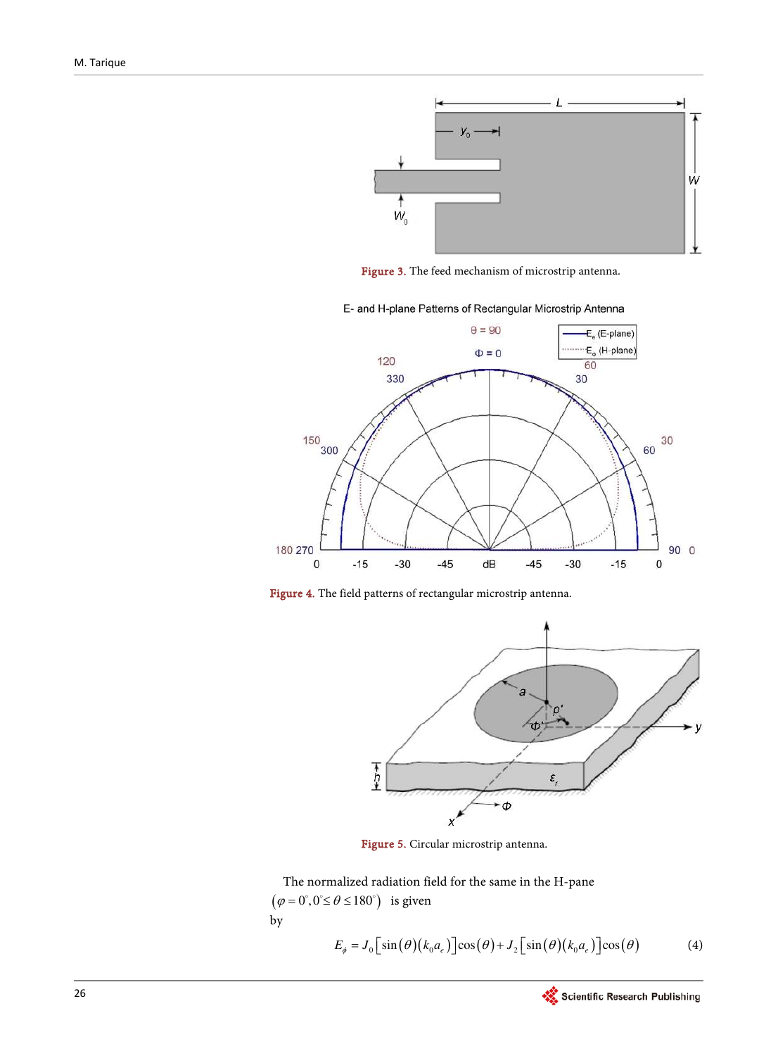Figure 3. The feed mechanism of microstrip antenna.

Figure 4. The field patterns of rectangular microstrip antenna.

Figure 5. Circular microstrip antenna.

The normalized radiation field for the same in the H-pane $(\varphi = 0^{\circ}, 0^{\circ} \le \theta \le 180^{\circ})$ is given by

$$E_{\phi} = J_0\left[\sin(\theta)(k_0 a_e)\right]\cos(\theta) + J_2\left[\sin(\theta)(k_0 a_e)\right]\cos(\theta) \tag{4}$$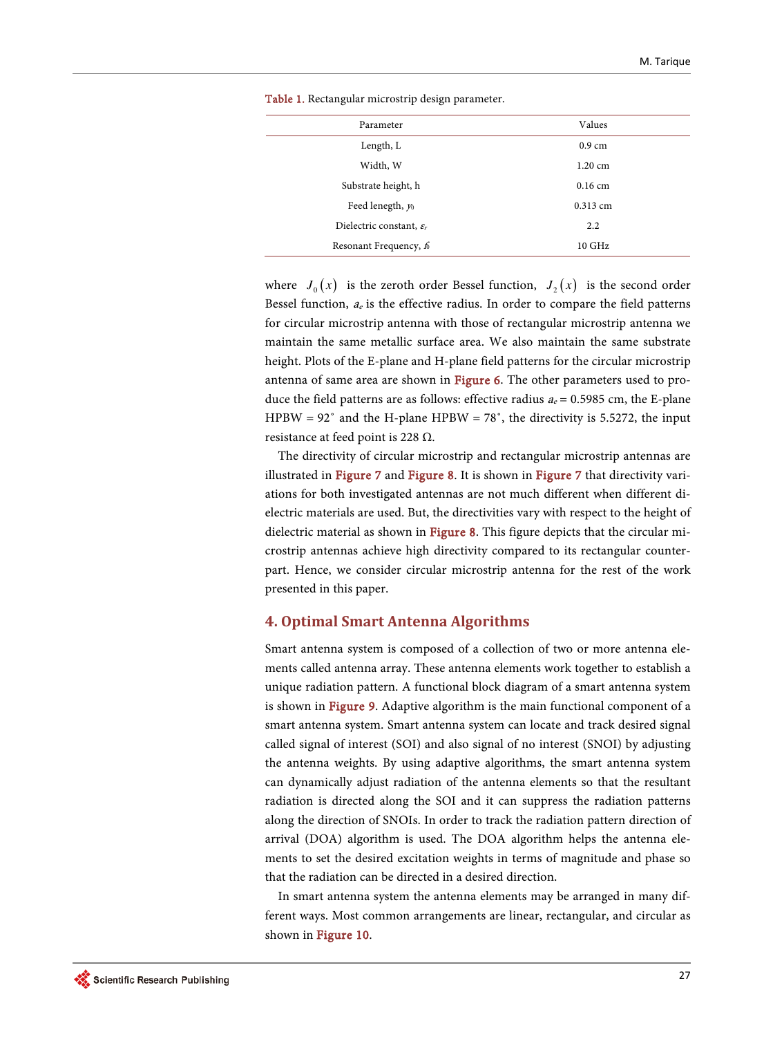Table 1. Rectangular microstrip design parameter.

| Parameter | Values |
|---|---|
| Length, L | 0.9 cm |
| Width, W | 1.20 cm |
| Substrate height, h | 0.16 cm |
| Feed lenegth, $y_0$ | 0.313 cm |
| Dielectric constant, $\varepsilon_r$ | 2.2 |
| Resonant Frequency, $f_0$ | 10 GHz |

where $J_0(x)$ is the zeroth order Bessel function, $J_2(x)$ is the second order Bessel function, $a_e$ is the effective radius. In order to compare the field patterns for circular microstrip antenna with those of rectangular microstrip antenna we maintain the same metallic surface area. We also maintain the same substrate height. Plots of the E-plane and H-plane field patterns for the circular microstrip antenna of same area are shown in Figure 6. The other parameters used to produce the field patterns are as follows: effective radius $a_e = 0.5985$ cm, the E-plane HPBW = 92˚ and the H-plane HPBW = 78˚, the directivity is 5.5272, the input resistance at feed point is 228 Ω.

The directivity of circular microstrip and rectangular microstrip antennas are illustrated in Figure 7 and Figure 8. It is shown in Figure 7 that directivity variations for both investigated antennas are not much different when different dielectric materials are used. But, the directivities vary with respect to the height of dielectric material as shown in Figure 8. This figure depicts that the circular microstrip antennas achieve high directivity compared to its rectangular counterpart. Hence, we consider circular microstrip antenna for the rest of the work presented in this paper.

## 4. Optimal Smart Antenna Algorithms

Smart antenna system is composed of a collection of two or more antenna elements called antenna array. These antenna elements work together to establish a unique radiation pattern. A functional block diagram of a smart antenna system is shown in Figure 9. Adaptive algorithm is the main functional component of a smart antenna system. Smart antenna system can locate and track desired signal called signal of interest (SOI) and also signal of no interest (SNOI) by adjusting the antenna weights. By using adaptive algorithms, the smart antenna system can dynamically adjust radiation of the antenna elements so that the resultant radiation is directed along the SOI and it can suppress the radiation patterns along the direction of SNOIs. In order to track the radiation pattern direction of arrival (DOA) algorithm is used. The DOA algorithm helps the antenna elements to set the desired excitation weights in terms of magnitude and phase so that the radiation can be directed in a desired direction.

In smart antenna system the antenna elements may be arranged in many different ways. Most common arrangements are linear, rectangular, and circular as shown in Figure 10.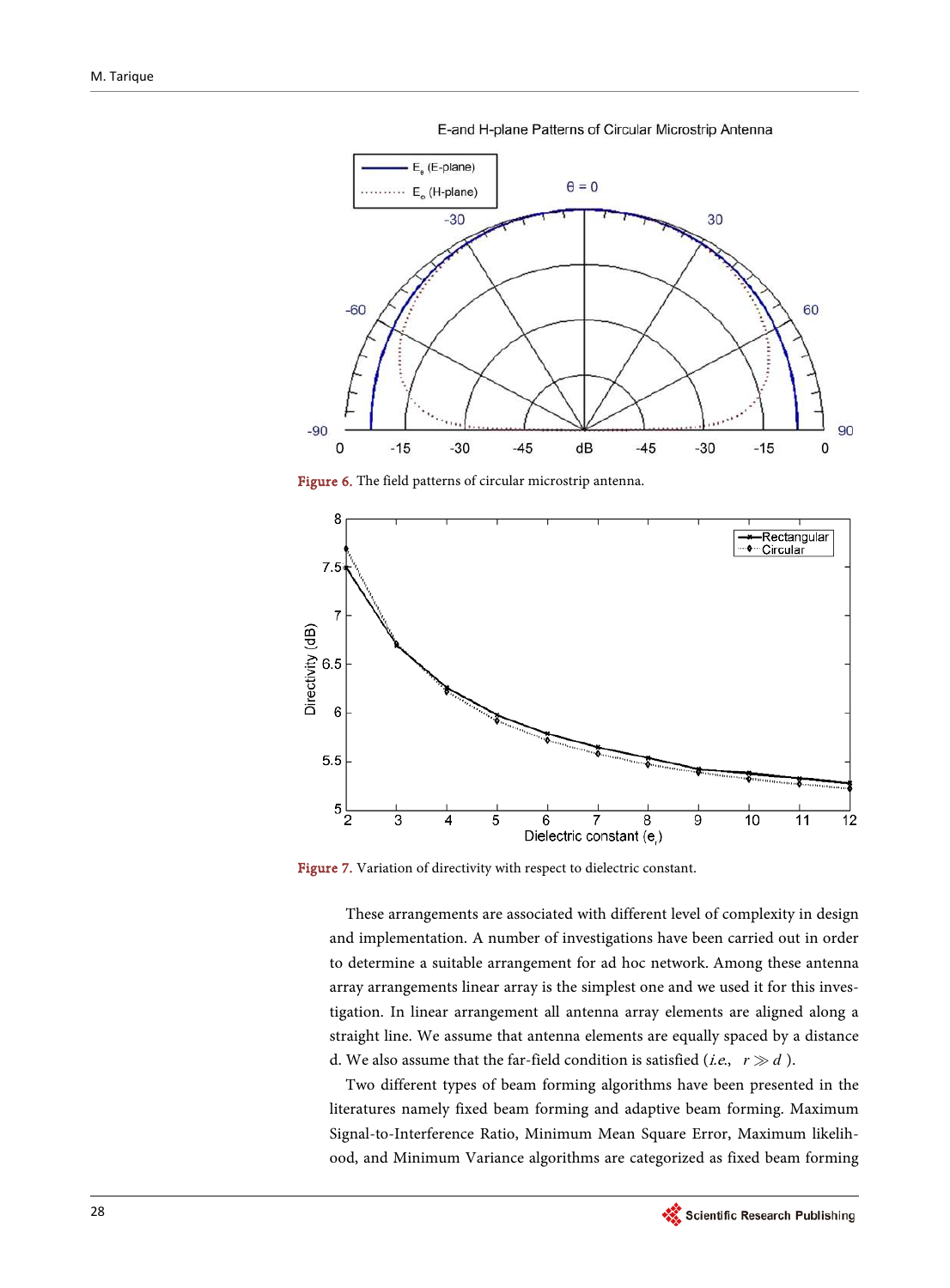Figure 6. The field patterns of circular microstrip antenna.

Figure 7. Variation of directivity with respect to dielectric constant.

These arrangements are associated with different level of complexity in design and implementation. A number of investigations have been carried out in order to determine a suitable arrangement for ad hoc network. Among these antenna array arrangements linear array is the simplest one and we used it for this investigation. In linear arrangement all antenna array elements are aligned along a straight line. We assume that antenna elements are equally spaced by a distance d. We also assume that the far-field condition is satisfied (*i.e.*, $r \gg d$).

Two different types of beam forming algorithms have been presented in the literatures namely fixed beam forming and adaptive beam forming. Maximum Signal-to-Interference Ratio, Minimum Mean Square Error, Maximum likelihood, and Minimum Variance algorithms are categorized as fixed beam forming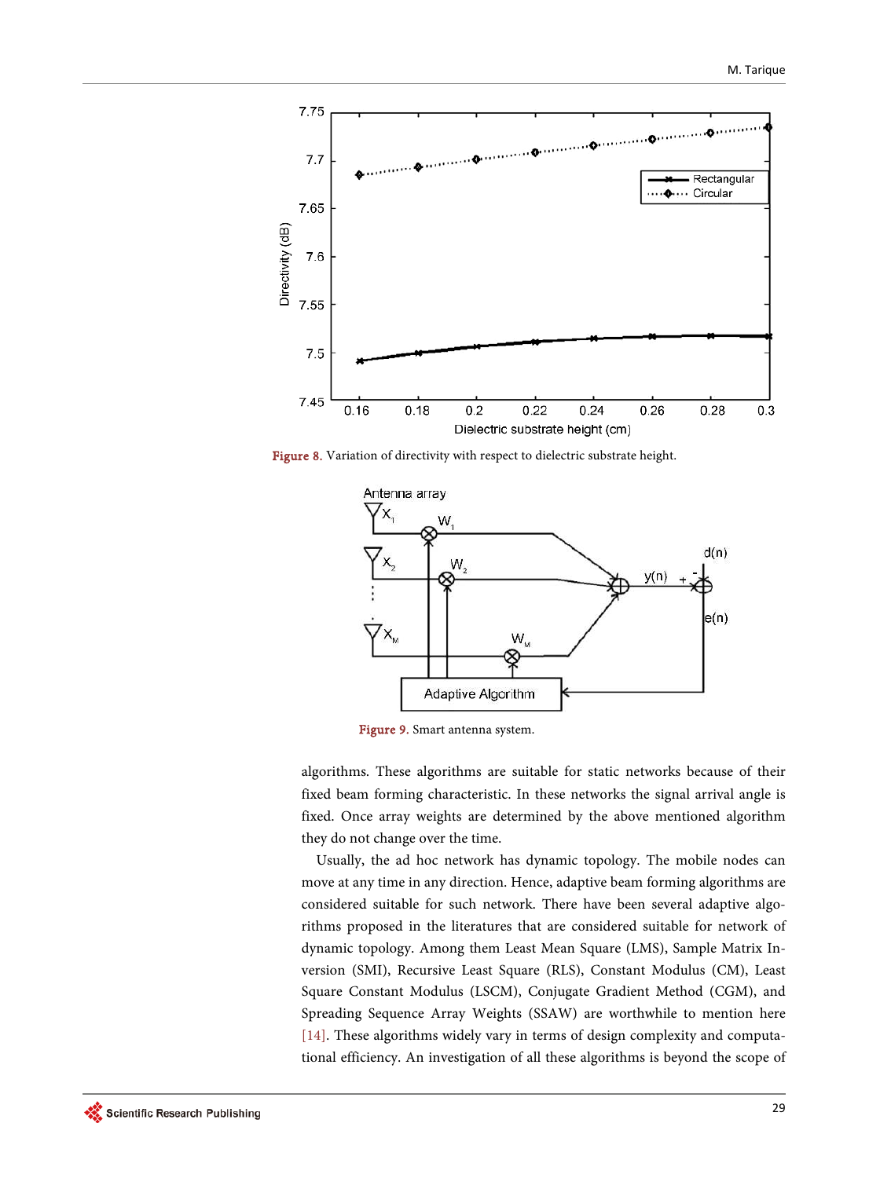Figure 8. Variation of directivity with respect to dielectric substrate height.

Figure 9. Smart antenna system.

algorithms. These algorithms are suitable for static networks because of their fixed beam forming characteristic. In these networks the signal arrival angle is fixed. Once array weights are determined by the above mentioned algorithm they do not change over the time.

Usually, the ad hoc network has dynamic topology. The mobile nodes can move at any time in any direction. Hence, adaptive beam forming algorithms are considered suitable for such network. There have been several adaptive algorithms proposed in the literatures that are considered suitable for network of dynamic topology. Among them Least Mean Square (LMS), Sample Matrix Inversion (SMI), Recursive Least Square (RLS), Constant Modulus (CM), Least Square Constant Modulus (LSCM), Conjugate Gradient Method (CGM), and Spreading Sequence Array Weights (SSAW) are worthwhile to mention here [14]. These algorithms widely vary in terms of design complexity and computational efficiency. An investigation of all these algorithms is beyond the scope of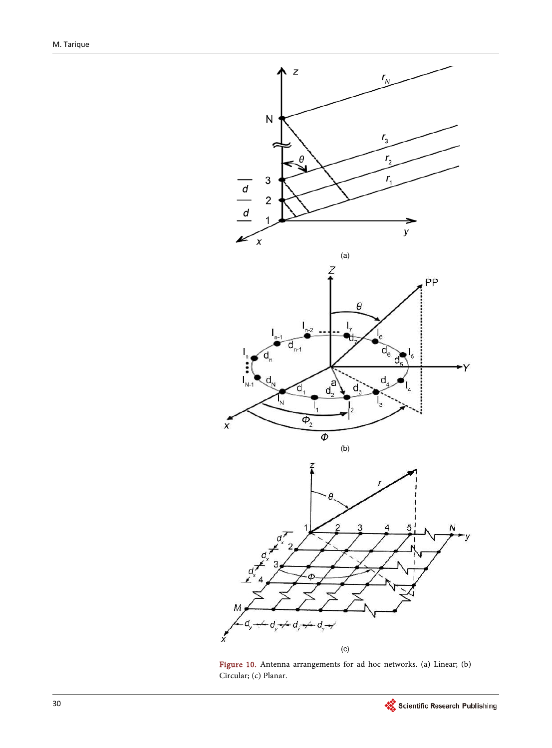Figure 10. Antenna arrangements for ad hoc networks. (a) Linear; (b) Circular; (c) Planar.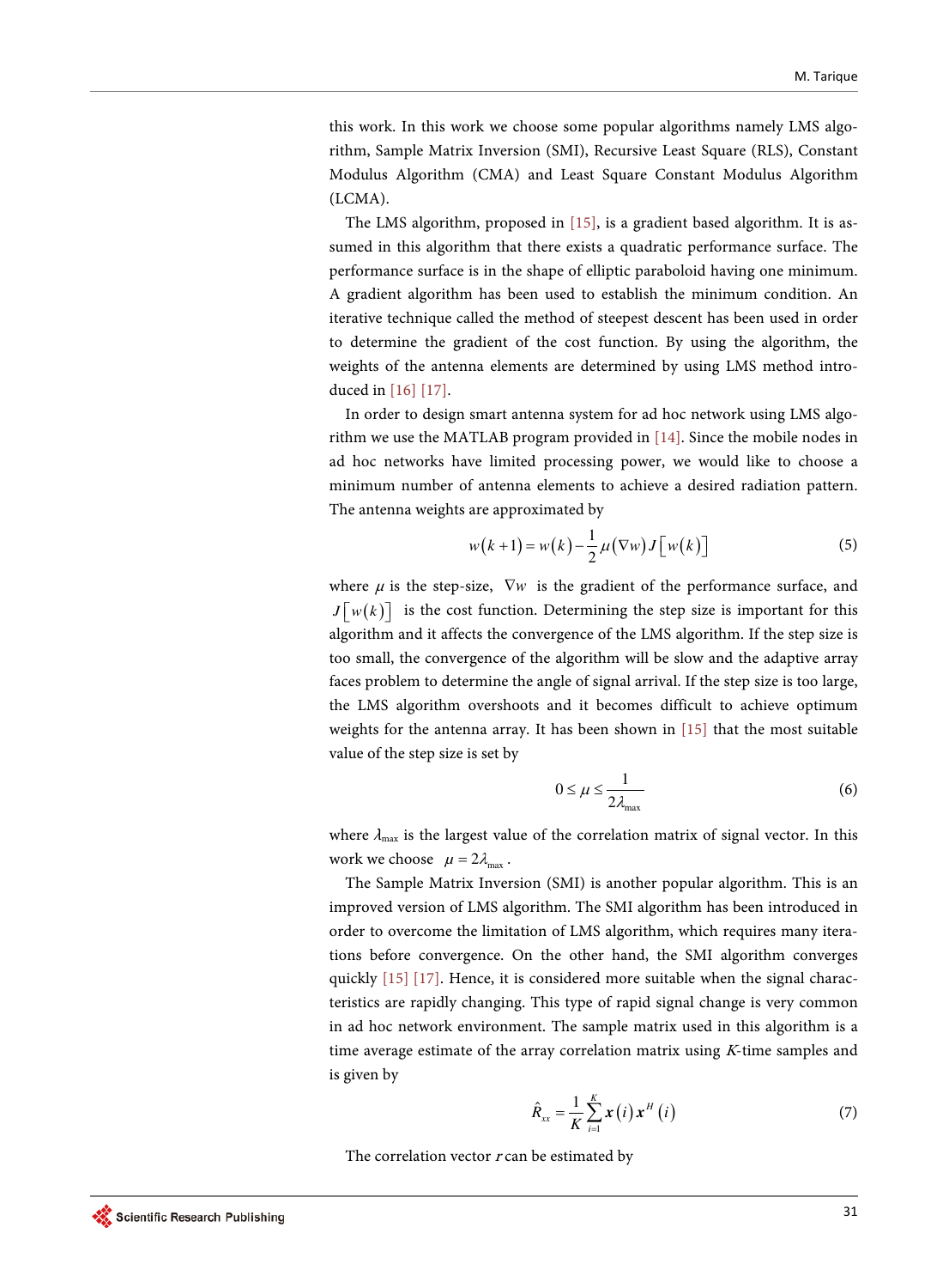this work. In this work we choose some popular algorithms namely LMS algorithm, Sample Matrix Inversion (SMI), Recursive Least Square (RLS), Constant Modulus Algorithm (CMA) and Least Square Constant Modulus Algorithm (LCMA).

The LMS algorithm, proposed in [15], is a gradient based algorithm. It is assumed in this algorithm that there exists a quadratic performance surface. The performance surface is in the shape of elliptic paraboloid having one minimum. A gradient algorithm has been used to establish the minimum condition. An iterative technique called the method of steepest descent has been used in order to determine the gradient of the cost function. By using the algorithm, the weights of the antenna elements are determined by using LMS method introduced in [16] [17].

In order to design smart antenna system for ad hoc network using LMS algorithm we use the MATLAB program provided in [14]. Since the mobile nodes in ad hoc networks have limited processing power, we would like to choose a minimum number of antenna elements to achieve a desired radiation pattern. The antenna weights are approximated by

$$w(k+1) = w(k) - \frac{1}{2}\mu(\nabla w) J\left[w(k)\right] \tag{5}$$

where $\mu$ is the step-size, $\nabla w$ is the gradient of the performance surface, and $J\left[w(k)\right]$ is the cost function. Determining the step size is important for this algorithm and it affects the convergence of the LMS algorithm. If the step size is too small, the convergence of the algorithm will be slow and the adaptive array faces problem to determine the angle of signal arrival. If the step size is too large, the LMS algorithm overshoots and it becomes difficult to achieve optimum weights for the antenna array. It has been shown in [15] that the most suitable value of the step size is set by

$$0 \le \mu \le \frac{1}{2\lambda_{\max}} \tag{6}$$

where $\lambda_{\max}$ is the largest value of the correlation matrix of signal vector. In this work we choose $\mu = 2\lambda_{\max}$.

The Sample Matrix Inversion (SMI) is another popular algorithm. This is an improved version of LMS algorithm. The SMI algorithm has been introduced in order to overcome the limitation of LMS algorithm, which requires many iterations before convergence. On the other hand, the SMI algorithm converges quickly [15] [17]. Hence, it is considered more suitable when the signal characteristics are rapidly changing. This type of rapid signal change is very common in ad hoc network environment. The sample matrix used in this algorithm is a time average estimate of the array correlation matrix using $K$-time samples and is given by

$$\hat{R}_{xx} = \frac{1}{K}\sum_{i=1}^{K} \boldsymbol{x}(i)\boldsymbol{x}^{H}(i) \tag{7}$$

The correlation vector $r$ can be estimated by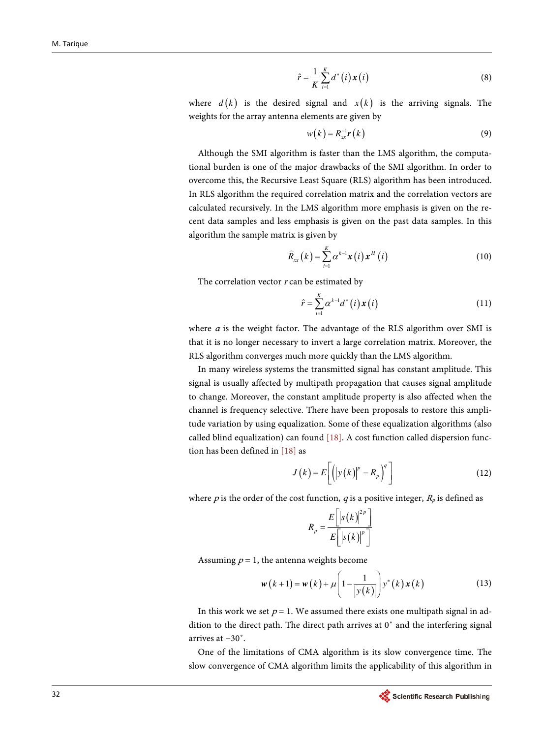$$\hat{r} = \frac{1}{K}\sum_{i=1}^{K} d^*(i)\,\boldsymbol{x}(i) \tag{8}$$

where $d(k)$ is the desired signal and $x(k)$ is the arriving signals. The weights for the array antenna elements are given by

$$w(k) = R_{xx}^{-1}\boldsymbol{r}(k) \tag{9}$$

Although the SMI algorithm is faster than the LMS algorithm, the computational burden is one of the major drawbacks of the SMI algorithm. In order to overcome this, the Recursive Least Square (RLS) algorithm has been introduced. In RLS algorithm the required correlation matrix and the correlation vectors are calculated recursively. In the LMS algorithm more emphasis is given on the recent data samples and less emphasis is given on the past data samples. In this algorithm the sample matrix is given by

$$\widehat{R}_{xx}(k) = \sum_{i=1}^{K} \alpha^{k-1}\boldsymbol{x}(i)\,\boldsymbol{x}^H(i) \tag{10}$$

The correlation vector $r$ can be estimated by

$$\hat{r} = \sum_{i=1}^{K} \alpha^{k-1} d^*(i)\,\boldsymbol{x}(i) \tag{11}$$

where $\alpha$ is the weight factor. The advantage of the RLS algorithm over SMI is that it is no longer necessary to invert a large correlation matrix. Moreover, the RLS algorithm converges much more quickly than the LMS algorithm.

In many wireless systems the transmitted signal has constant amplitude. This signal is usually affected by multipath propagation that causes signal amplitude to change. Moreover, the constant amplitude property is also affected when the channel is frequency selective. There have been proposals to restore this amplitude variation by using equalization. Some of these equalization algorithms (also called blind equalization) can found [18]. A cost function called dispersion function has been defined in [18] as

$$J(k) = E\left[\left(\left|y(k)\right|^p - R_p\right)^q\right] \tag{12}$$

where $p$ is the order of the cost function, $q$ is a positive integer, $R_p$ is defined as

$$R_p = \frac{E\left[\left|s(k)\right|^{2p}\right]}{E\left[\left|s(k)\right|^{p}\right]}$$

Assuming $p = 1$, the antenna weights become

$$\boldsymbol{w}(k+1) = \boldsymbol{w}(k) + \mu\left(1 - \frac{1}{\left|y(k)\right|}\right) y^*(k)\,\boldsymbol{x}(k) \tag{13}$$

In this work we set $p = 1$. We assumed there exists one multipath signal in addition to the direct path. The direct path arrives at 0˚ and the interfering signal arrives at −30˚.

One of the limitations of CMA algorithm is its slow convergence time. The slow convergence of CMA algorithm limits the applicability of this algorithm in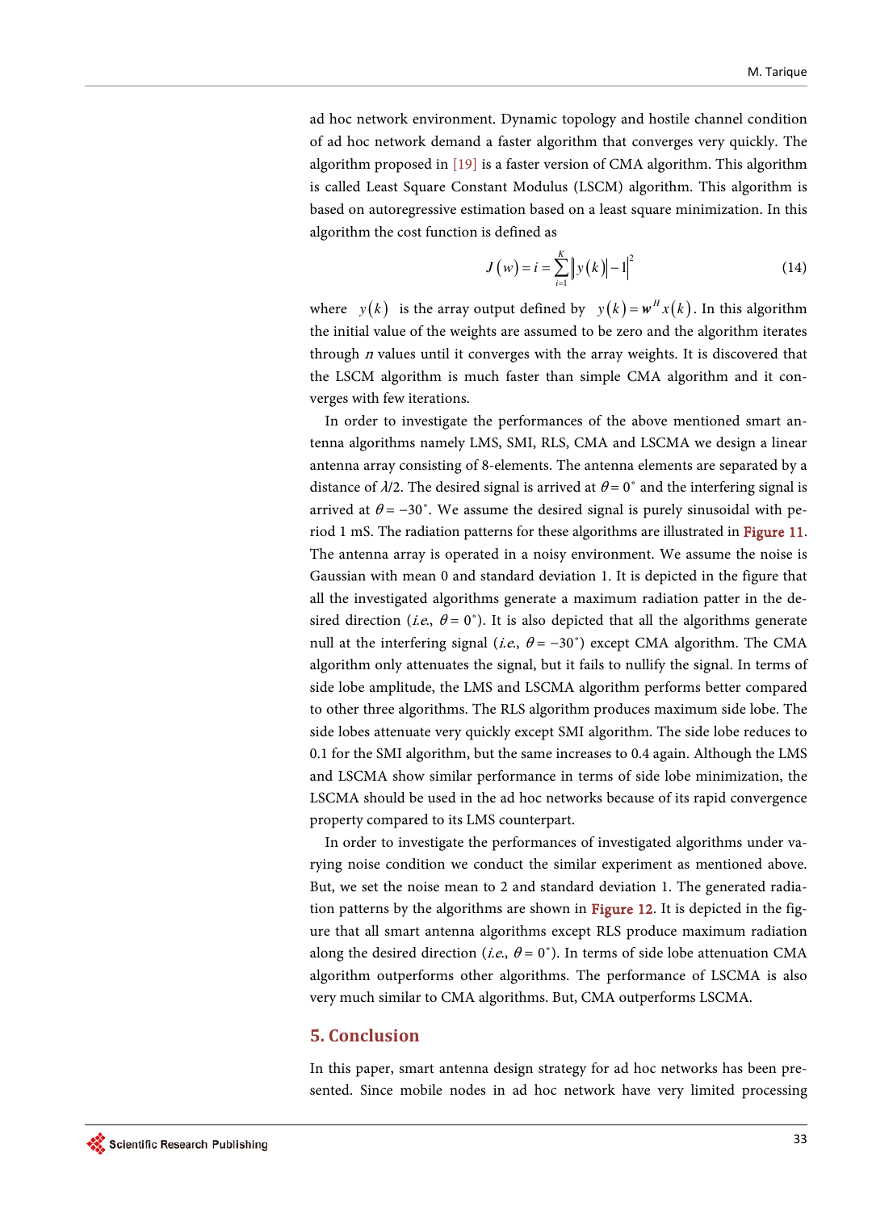ad hoc network environment. Dynamic topology and hostile channel condition of ad hoc network demand a faster algorithm that converges very quickly. The algorithm proposed in [19] is a faster version of CMA algorithm. This algorithm is called Least Square Constant Modulus (LSCM) algorithm. This algorithm is based on autoregressive estimation based on a least square minimization. In this algorithm the cost function is defined as

$$J(w) = i = \sum_{i=1}^{K} \left\| y(k) \right| - 1 \right|^2 \tag{14}$$

where $y(k)$ is the array output defined by $y(k) = \mathbf{w}^H x(k)$. In this algorithm the initial value of the weights are assumed to be zero and the algorithm iterates through $n$ values until it converges with the array weights. It is discovered that the LSCM algorithm is much faster than simple CMA algorithm and it converges with few iterations.

In order to investigate the performances of the above mentioned smart antenna algorithms namely LMS, SMI, RLS, CMA and LSCMA we design a linear antenna array consisting of 8-elements. The antenna elements are separated by a distance of $\lambda/2$. The desired signal is arrived at $\theta = 0^\circ$ and the interfering signal is arrived at $\theta = -30^\circ$. We assume the desired signal is purely sinusoidal with period 1 mS. The radiation patterns for these algorithms are illustrated in Figure 11. The antenna array is operated in a noisy environment. We assume the noise is Gaussian with mean 0 and standard deviation 1. It is depicted in the figure that all the investigated algorithms generate a maximum radiation patter in the desired direction (*i.e.*, $\theta = 0^\circ$). It is also depicted that all the algorithms generate null at the interfering signal (*i.e.*, $\theta = -30^\circ$) except CMA algorithm. The CMA algorithm only attenuates the signal, but it fails to nullify the signal. In terms of side lobe amplitude, the LMS and LSCMA algorithm performs better compared to other three algorithms. The RLS algorithm produces maximum side lobe. The side lobes attenuate very quickly except SMI algorithm. The side lobe reduces to 0.1 for the SMI algorithm, but the same increases to 0.4 again. Although the LMS and LSCMA show similar performance in terms of side lobe minimization, the LSCMA should be used in the ad hoc networks because of its rapid convergence property compared to its LMS counterpart.

In order to investigate the performances of investigated algorithms under varying noise condition we conduct the similar experiment as mentioned above. But, we set the noise mean to 2 and standard deviation 1. The generated radiation patterns by the algorithms are shown in Figure 12. It is depicted in the figure that all smart antenna algorithms except RLS produce maximum radiation along the desired direction (*i.e.*, $\theta = 0^\circ$). In terms of side lobe attenuation CMA algorithm outperforms other algorithms. The performance of LSCMA is also very much similar to CMA algorithms. But, CMA outperforms LSCMA.

## 5. Conclusion

In this paper, smart antenna design strategy for ad hoc networks has been presented. Since mobile nodes in ad hoc network have very limited processing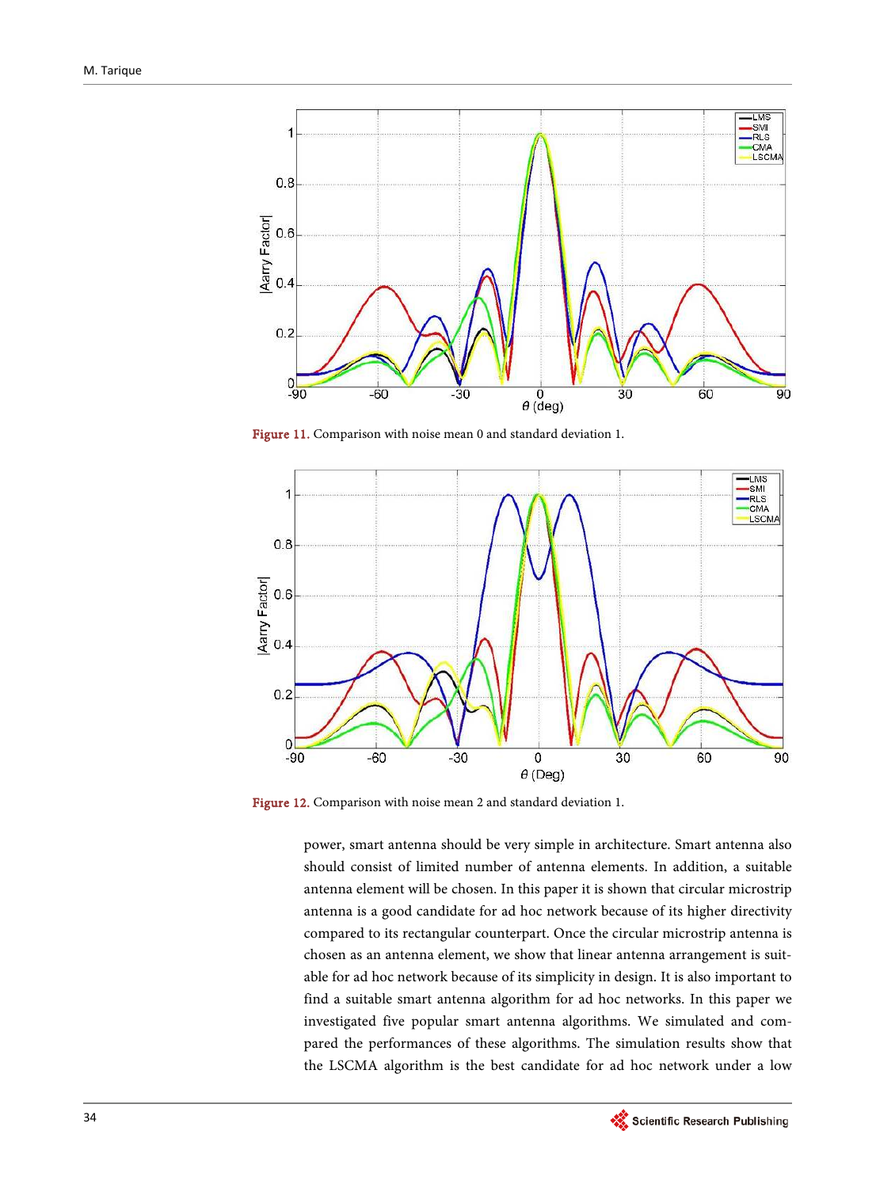Figure 11. Comparison with noise mean 0 and standard deviation 1.

Figure 12. Comparison with noise mean 2 and standard deviation 1.

power, smart antenna should be very simple in architecture. Smart antenna also should consist of limited number of antenna elements. In addition, a suitable antenna element will be chosen. In this paper it is shown that circular microstrip antenna is a good candidate for ad hoc network because of its higher directivity compared to its rectangular counterpart. Once the circular microstrip antenna is chosen as an antenna element, we show that linear antenna arrangement is suitable for ad hoc network because of its simplicity in design. It is also important to find a suitable smart antenna algorithm for ad hoc networks. In this paper we investigated five popular smart antenna algorithms. We simulated and compared the performances of these algorithms. The simulation results show that the LSCMA algorithm is the best candidate for ad hoc network under a low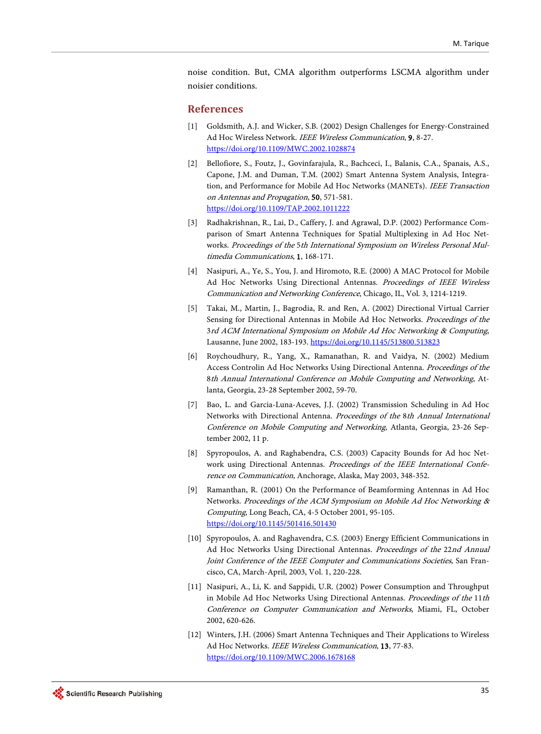noise condition. But, CMA algorithm outperforms LSCMA algorithm under noisier conditions.

## References

[1] Goldsmith, A.J. and Wicker, S.B. (2002) Design Challenges for Energy-Constrained Ad Hoc Wireless Network. *IEEE Wireless Communication*, **9**, 8-27. https://doi.org/10.1109/MWC.2002.1028874

[2] Bellofiore, S., Foutz, J., Govinfarajula, R., Bachceci, I., Balanis, C.A., Spanais, A.S., Capone, J.M. and Duman, T.M. (2002) Smart Antenna System Analysis, Integration, and Performance for Mobile Ad Hoc Networks (MANETs). *IEEE Transaction on Antennas and Propagation*, **50**, 571-581. https://doi.org/10.1109/TAP.2002.1011222

[3] Radhakrishnan, R., Lai, D., Caffery, J. and Agrawal, D.P. (2002) Performance Comparison of Smart Antenna Techniques for Spatial Multiplexing in Ad Hoc Networks. *Proceedings of the 5th International Symposium on Wireless Personal Multimedia Communications*, **1**, 168-171.

[4] Nasipuri, A., Ye, S., You, J. and Hiromoto, R.E. (2000) A MAC Protocol for Mobile Ad Hoc Networks Using Directional Antennas. *Proceedings of IEEE Wireless Communication and Networking Conference*, Chicago, IL, Vol. 3, 1214-1219.

[5] Takai, M., Martin, J., Bagrodia, R. and Ren, A. (2002) Directional Virtual Carrier Sensing for Directional Antennas in Mobile Ad Hoc Networks. *Proceedings of the 3rd ACM International Symposium on Mobile Ad Hoc Networking & Computing*, Lausanne, June 2002, 183-193. https://doi.org/10.1145/513800.513823

[6] Roychoudhury, R., Yang, X., Ramanathan, R. and Vaidya, N. (2002) Medium Access Controlin Ad Hoc Networks Using Directional Antenna. *Proceedings of the 8th Annual International Conference on Mobile Computing and Networking*, Atlanta, Georgia, 23-28 September 2002, 59-70.

[7] Bao, L. and Garcia-Luna-Aceves, J.J. (2002) Transmission Scheduling in Ad Hoc Networks with Directional Antenna. *Proceedings of the 8th Annual International Conference on Mobile Computing and Networking*, Atlanta, Georgia, 23-26 September 2002, 11 p.

[8] Spyropoulos, A. and Raghabendra, C.S. (2003) Capacity Bounds for Ad hoc Network using Directional Antennas. *Proceedings of the IEEE International Conference on Communication*, Anchorage, Alaska, May 2003, 348-352.

[9] Ramanthan, R. (2001) On the Performance of Beamforming Antennas in Ad Hoc Networks. *Proceedings of the ACM Symposium on Mobile Ad Hoc Networking & Computing*, Long Beach, CA, 4-5 October 2001, 95-105. https://doi.org/10.1145/501416.501430

[10] Spyropoulos, A. and Raghavendra, C.S. (2003) Energy Efficient Communications in Ad Hoc Networks Using Directional Antennas. *Proceedings of the 22nd Annual Joint Conference of the IEEE Computer and Communications Societies*, San Francisco, CA, March-April, 2003, Vol. 1, 220-228.

[11] Nasipuri, A., Li, K. and Sappidi, U.R. (2002) Power Consumption and Throughput in Mobile Ad Hoc Networks Using Directional Antennas. *Proceedings of the 11th Conference on Computer Communication and Networks*, Miami, FL, October 2002, 620-626.

[12] Winters, J.H. (2006) Smart Antenna Techniques and Their Applications to Wireless Ad Hoc Networks. *IEEE Wireless Communication*, **13**, 77-83. https://doi.org/10.1109/MWC.2006.1678168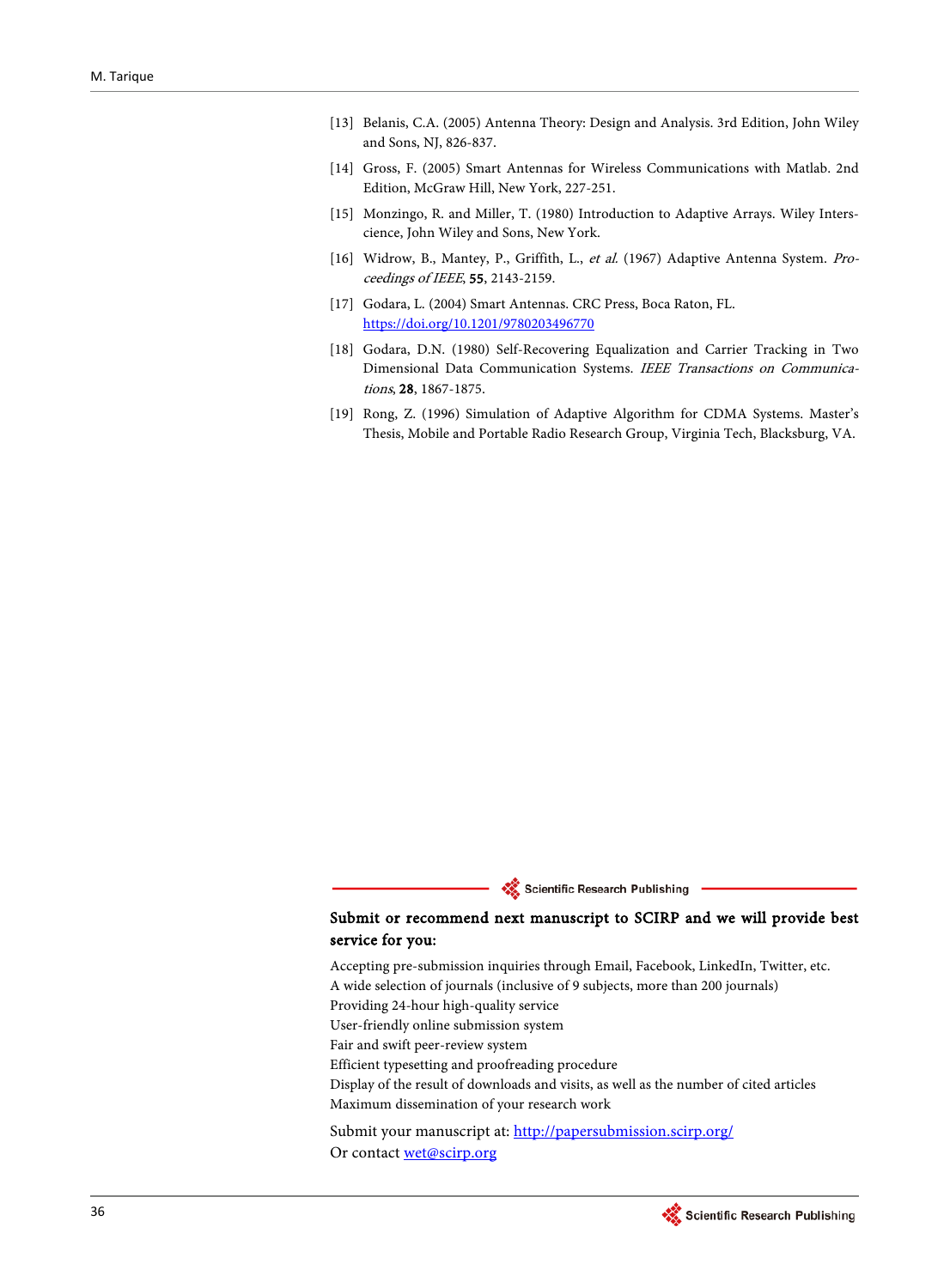[13] Belanis, C.A. (2005) Antenna Theory: Design and Analysis. 3rd Edition, John Wiley and Sons, NJ, 826-837.

[14] Gross, F. (2005) Smart Antennas for Wireless Communications with Matlab. 2nd Edition, McGraw Hill, New York, 227-251.

[15] Monzingo, R. and Miller, T. (1980) Introduction to Adaptive Arrays. Wiley Interscience, John Wiley and Sons, New York.

[16] Widrow, B., Mantey, P., Griffith, L., *et al*. (1967) Adaptive Antenna System. *Proceedings of IEEE*, **55**, 2143-2159.

[17] Godara, L. (2004) Smart Antennas. CRC Press, Boca Raton, FL. https://doi.org/10.1201/9780203496770

[18] Godara, D.N. (1980) Self-Recovering Equalization and Carrier Tracking in Two Dimensional Data Communication Systems. *IEEE Transactions on Communications*, **28**, 1867-1875.

[19] Rong, Z. (1996) Simulation of Adaptive Algorithm for CDMA Systems. Master's Thesis, Mobile and Portable Radio Research Group, Virginia Tech, Blacksburg, VA.

Scientific Research Publishing

**Submit or recommend next manuscript to SCIRP and we will provide best service for you:**

Accepting pre-submission inquiries through Email, Facebook, LinkedIn, Twitter, etc.
A wide selection of journals (inclusive of 9 subjects, more than 200 journals)
Providing 24-hour high-quality service
User-friendly online submission system
Fair and swift peer-review system
Efficient typesetting and proofreading procedure
Display of the result of downloads and visits, as well as the number of cited articles
Maximum dissemination of your research work

Submit your manuscript at: http://papersubmission.scirp.org/
Or contact wet@scirp.org